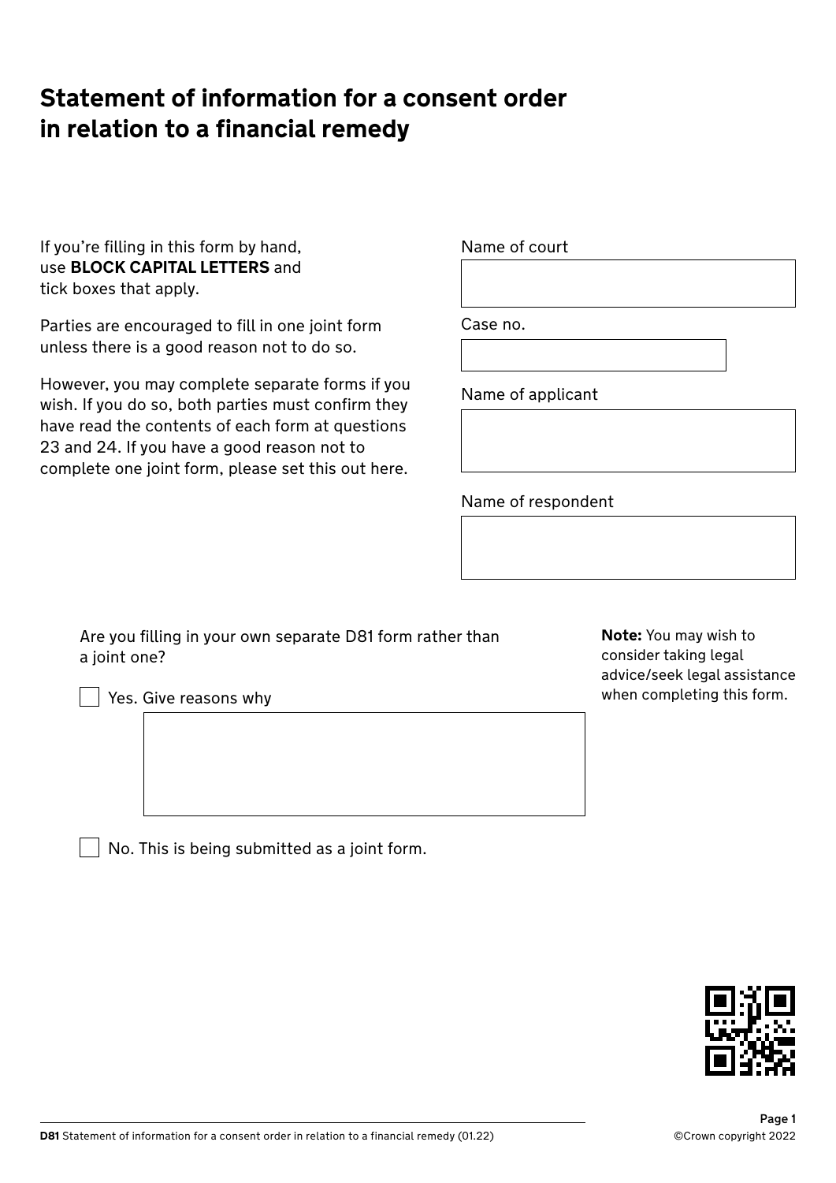# Statement of information for a consent order in relation to a financial remedy

If you're filling in this form by hand, use **BLOCK CAPITAL LETTERS** and tick boxes that apply.

Parties are encouraged to fill in one joint form unless there is a good reason not to do so.

However, you may complete separate forms if you wish. If you do so, both parties must confirm they have read the contents of each form at questions 23 and 24. If you have a good reason not to complete one joint form, please set this out here.

Name of court

Case no.

Name of applicant

Name of respondent

Are you filling in your own separate D81 form rather than a joint one?

☐ Yes. Give reasons why

☐ No. This is being submitted as a joint form.

**Note:** You may wish to consider taking legal advice/seek legal assistance when completing this form.

**D81** Statement of information for a consent order in relation to a financial remedy (01.22)

©Crown copyright 2022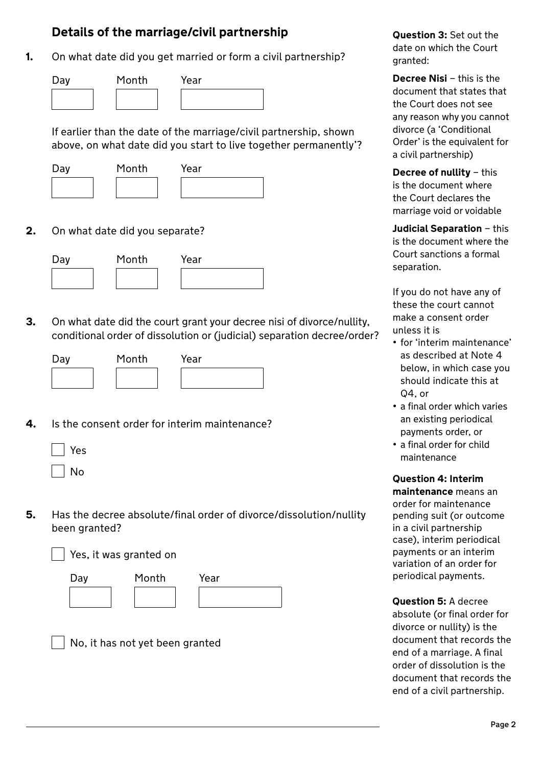## Details of the marriage/civil partnership

**1.** On what date did you get married or form a civil partnership?

Day Month Year

If earlier than the date of the marriage/civil partnership, shown above, on what date did you start to live together permanently'?

Day Month Year

**2.** On what date did you separate?

Day Month Year

**3.** On what date did the court grant your decree nisi of divorce/nullity, conditional order of dissolution or (judicial) separation decree/order?

Day Month Year

**4.** Is the consent order for interim maintenance?

- [ ] Yes
- [ ] No

**5.** Has the decree absolute/final order of divorce/dissolution/nullity been granted?

- [ ] Yes, it was granted on

  Day Month Year

- [ ] No, it has not yet been granted

**Question 3:** Set out the date on which the Court granted:

**Decree Nisi** – this is the document that states that the Court does not see any reason why you cannot divorce (a 'Conditional Order' is the equivalent for a civil partnership)

**Decree of nullity** – this is the document where the Court declares the marriage void or voidable

**Judicial Separation** – this is the document where the Court sanctions a formal separation.

If you do not have any of these the court cannot make a consent order unless it is

- for 'interim maintenance' as described at Note 4 below, in which case you should indicate this at Q4, or
- a final order which varies an existing periodical payments order, or
- a final order for child maintenance

**Question 4: Interim maintenance** means an order for maintenance pending suit (or outcome in a civil partnership case), interim periodical payments or an interim variation of an order for periodical payments.

**Question 5:** A decree absolute (or final order for divorce or nullity) is the document that records the end of a marriage. A final order of dissolution is the document that records the end of a civil partnership.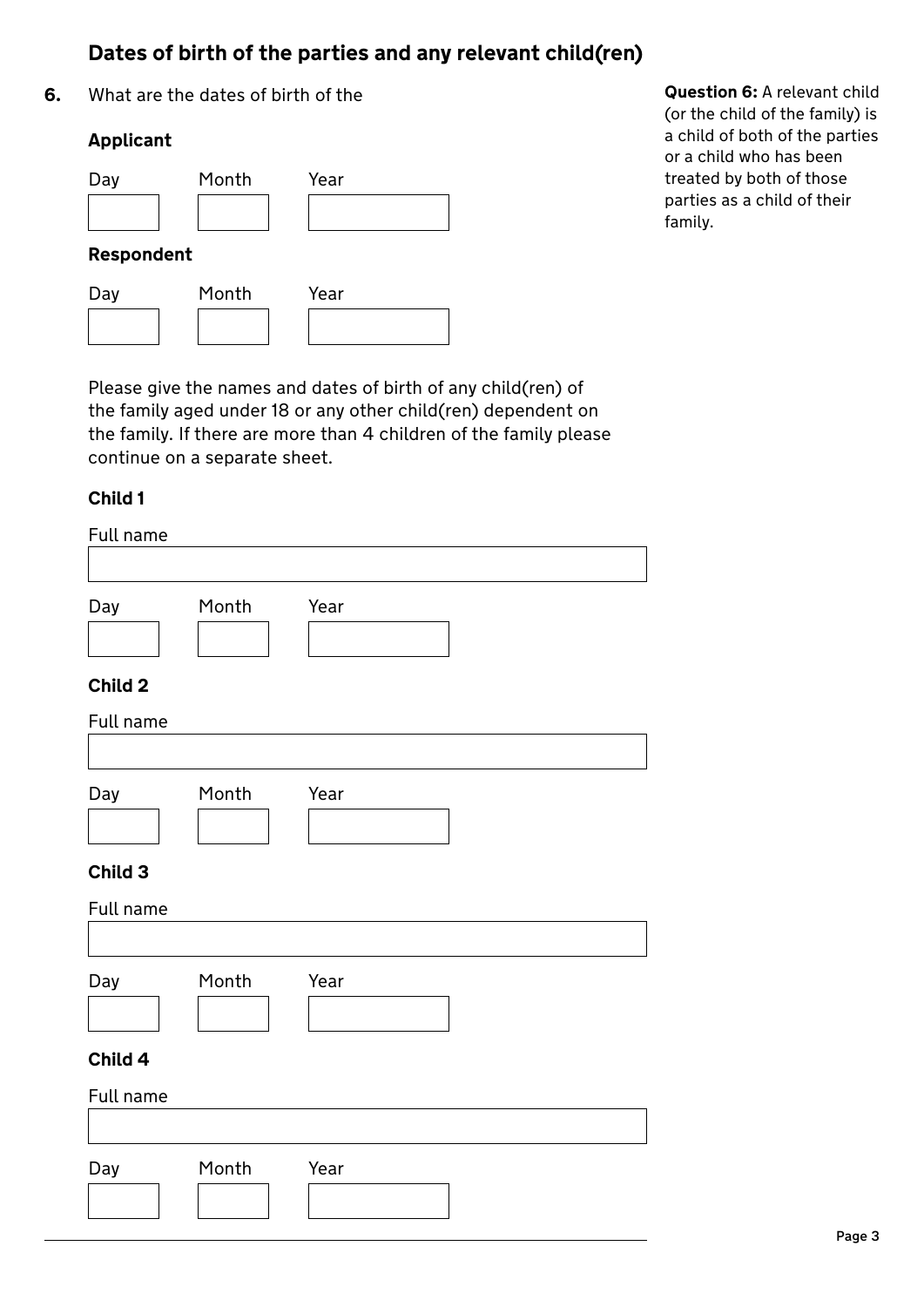## Dates of birth of the parties and any relevant child(ren)

**6.** What are the dates of birth of the

**Question 6:** A relevant child (or the child of the family) is a child of both of the parties or a child who has been treated by both of those parties as a child of their family.

**Applicant**

Day Month Year

**Respondent**

Day Month Year

Please give the names and dates of birth of any child(ren) of the family aged under 18 or any other child(ren) dependent on the family. If there are more than 4 children of the family please continue on a separate sheet.

**Child 1**

Full name

Day Month Year

**Child 2**

Full name

Day Month Year

**Child 3**

Full name

Day Month Year

**Child 4**

Full name

Day Month Year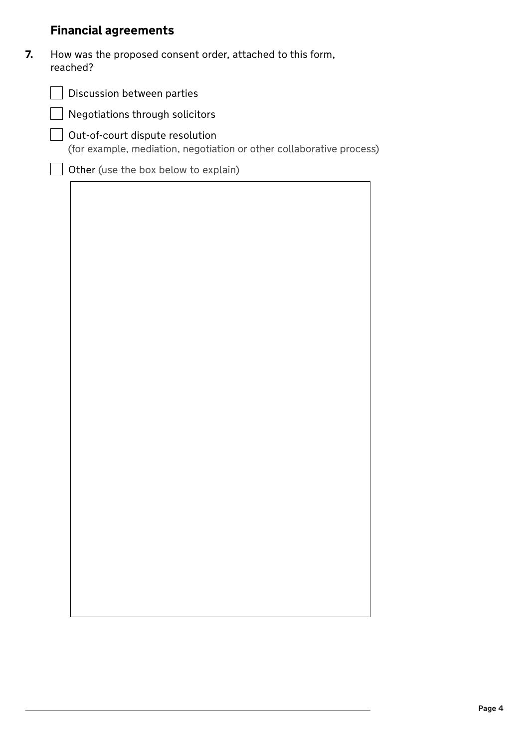## Financial agreements

**7.** How was the proposed consent order, attached to this form, reached?

- [ ] Discussion between parties
- [ ] Negotiations through solicitors
- [ ] Out-of-court dispute resolution
  (for example, mediation, negotiation or other collaborative process)
- [ ] Other (use the box below to explain)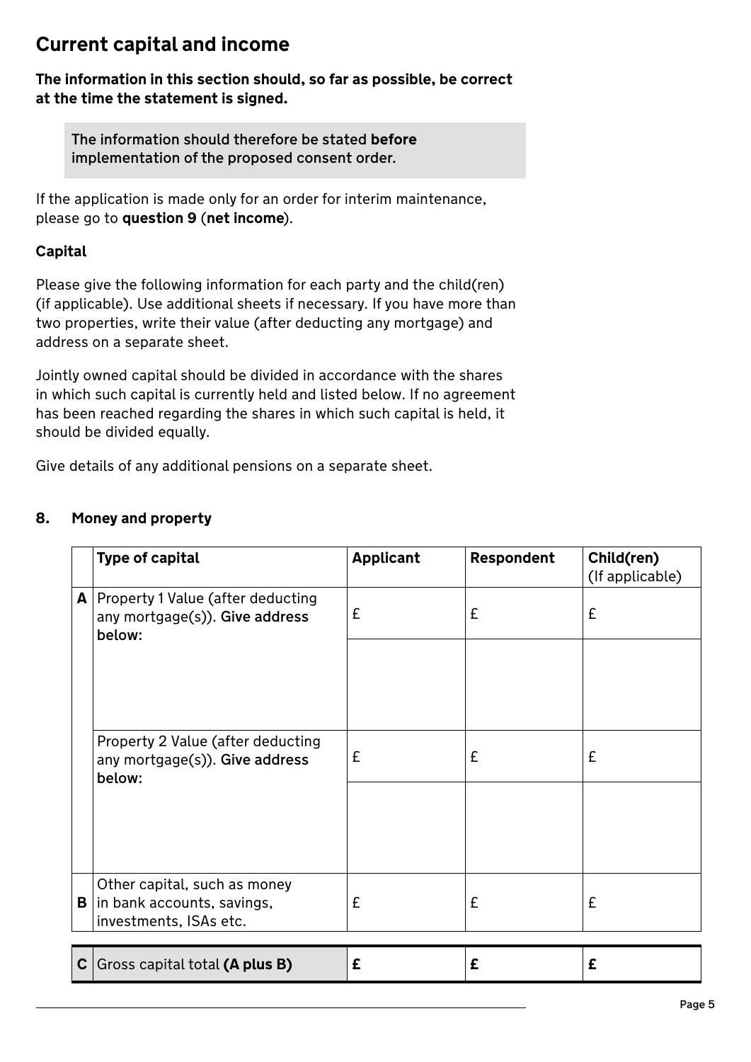## Current capital and income

**The information in this section should, so far as possible, be correct at the time the statement is signed.**

> The information should therefore be stated **before** implementation of the proposed consent order.

If the application is made only for an order for interim maintenance, please go to **question 9** (**net income**).

### Capital

Please give the following information for each party and the child(ren) (if applicable). Use additional sheets if necessary. If you have more than two properties, write their value (after deducting any mortgage) and address on a separate sheet.

Jointly owned capital should be divided in accordance with the shares in which such capital is currently held and listed below. If no agreement has been reached regarding the shares in which such capital is held, it should be divided equally.

Give details of any additional pensions on a separate sheet.

### 8. Money and property

| | Type of capital | Applicant | Respondent | Child(ren) (If applicable) |
|---|---|---|---|---|
| **A** | Property 1 Value (after deducting any mortgage(s)). **Give address below:** | £ | £ | £ |
| | | | | |
| | Property 2 Value (after deducting any mortgage(s)). **Give address below:** | £ | £ | £ |
| | | | | |
| **B** | Other capital, such as money in bank accounts, savings, investments, ISAs etc. | £ | £ | £ |
| **C** | Gross capital total **(A plus B)** | **£** | **£** | **£** |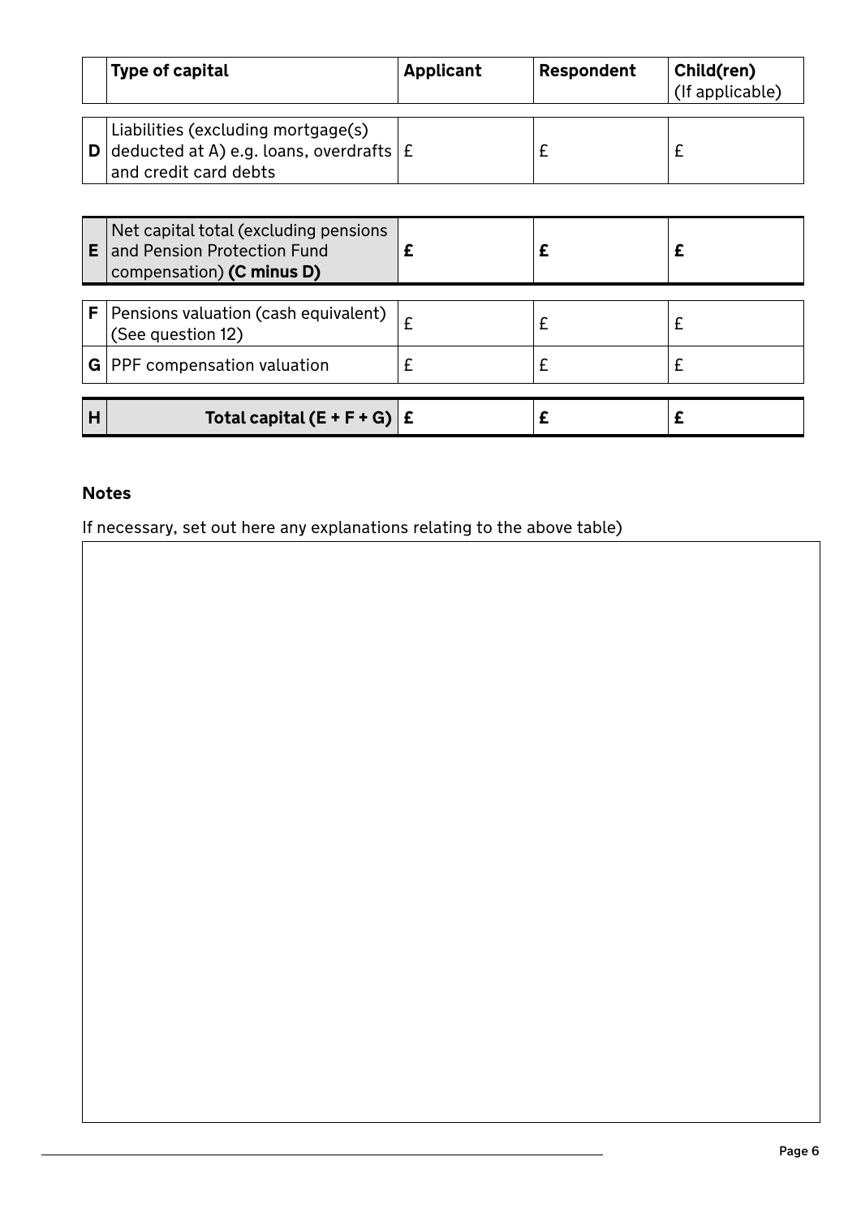| | Type of capital | Applicant | Respondent | Child(ren) (If applicable) |
|---|---|---|---|---|
| **D** | Liabilities (excluding mortgage(s) deducted at A) e.g. loans, overdrafts and credit card debts | £ | £ | £ |
| **E** | Net capital total (excluding pensions and Pension Protection Fund compensation) **(C minus D)** | **£** | **£** | **£** |
| **F** | Pensions valuation (cash equivalent) (See question 12) | £ | £ | £ |
| **G** | PPF compensation valuation | £ | £ | £ |
| **H** | **Total capital (E + F + G)** | **£** | **£** | **£** |

**Notes**

If necessary, set out here any explanations relating to the above table)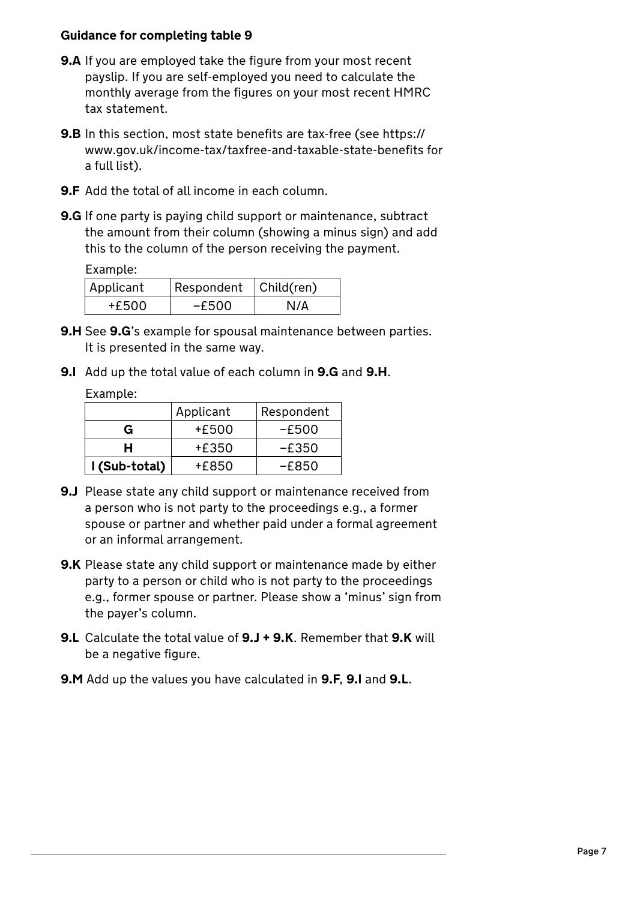**Guidance for completing table 9**

**9.A** If you are employed take the figure from your most recent payslip. If you are self-employed you need to calculate the monthly average from the figures on your most recent HMRC tax statement.

**9.B** In this section, most state benefits are tax-free (see https://www.gov.uk/income-tax/taxfree-and-taxable-state-benefits for a full list).

**9.F** Add the total of all income in each column.

**9.G** If one party is paying child support or maintenance, subtract the amount from their column (showing a minus sign) and add this to the column of the person receiving the payment.

Example:

| Applicant | Respondent | Child(ren) |
|---|---|---|
| +£500 | −£500 | N/A |

**9.H** See **9.G**'s example for spousal maintenance between parties. It is presented in the same way.

**9.I** Add up the total value of each column in **9.G** and **9.H**.

Example:

| | Applicant | Respondent |
|---|---|---|
| **G** | +£500 | −£500 |
| **H** | +£350 | −£350 |
| **I (Sub-total)** | +£850 | −£850 |

**9.J** Please state any child support or maintenance received from a person who is not party to the proceedings e.g., a former spouse or partner and whether paid under a formal agreement or an informal arrangement.

**9.K** Please state any child support or maintenance made by either party to a person or child who is not party to the proceedings e.g., former spouse or partner. Please show a 'minus' sign from the payer's column.

**9.L** Calculate the total value of **9.J + 9.K**. Remember that **9.K** will be a negative figure.

**9.M** Add up the values you have calculated in **9.F**, **9.I** and **9.L**.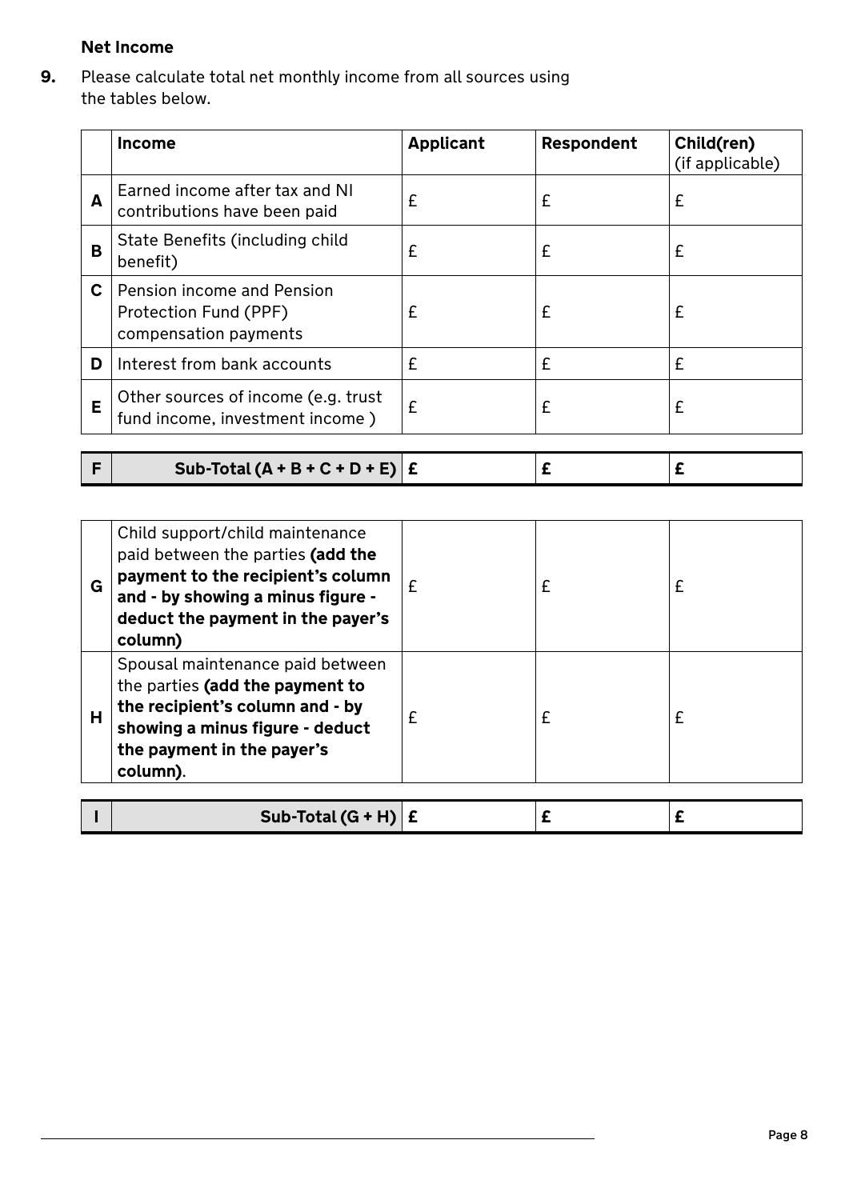### Net Income

**9.** Please calculate total net monthly income from all sources using the tables below.

| | **Income** | **Applicant** | **Respondent** | **Child(ren)** (if applicable) |
|---|---|---|---|---|
| **A** | Earned income after tax and NI contributions have been paid | £ | £ | £ |
| **B** | State Benefits (including child benefit) | £ | £ | £ |
| **C** | Pension income and Pension Protection Fund (PPF) compensation payments | £ | £ | £ |
| **D** | Interest from bank accounts | £ | £ | £ |
| **E** | Other sources of income (e.g. trust fund income, investment income ) | £ | £ | £ |
| **F** | **Sub-Total (A + B + C + D + E)** | **£** | **£** | **£** |

| | | | | |
|---|---|---|---|---|
| **G** | Child support/child maintenance paid between the parties **(add the payment to the recipient's column and - by showing a minus figure - deduct the payment in the payer's column)** | £ | £ | £ |
| **H** | Spousal maintenance paid between the parties **(add the payment to the recipient's column and - by showing a minus figure - deduct the payment in the payer's column)**. | £ | £ | £ |
| **I** | **Sub-Total (G + H)** | **£** | **£** | **£** |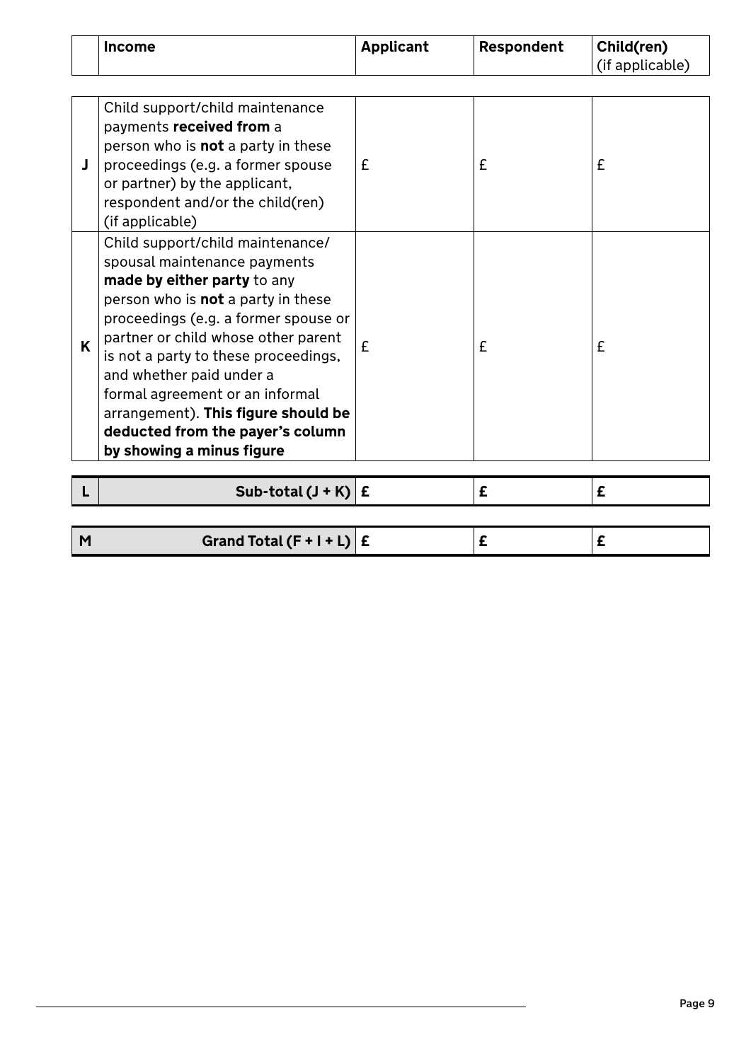| | Income | Applicant | Respondent | Child(ren) (if applicable) |
|---|---|---|---|---|
| J | Child support/child maintenance payments **received from** a person who is **not** a party in these proceedings (e.g. a former spouse or partner) by the applicant, respondent and/or the child(ren) (if applicable) | £ | £ | £ |
| K | Child support/child maintenance/ spousal maintenance payments **made by either party** to any person who is **not** a party in these proceedings (e.g. a former spouse or partner or child whose other parent is not a party to these proceedings, and whether paid under a formal agreement or an informal arrangement). **This figure should be deducted from the payer's column by showing a minus figure** | £ | £ | £ |
| **L** | **Sub-total (J + K)** | **£** | **£** | **£** |
| **M** | **Grand Total (F + I + L)** | **£** | **£** | **£** |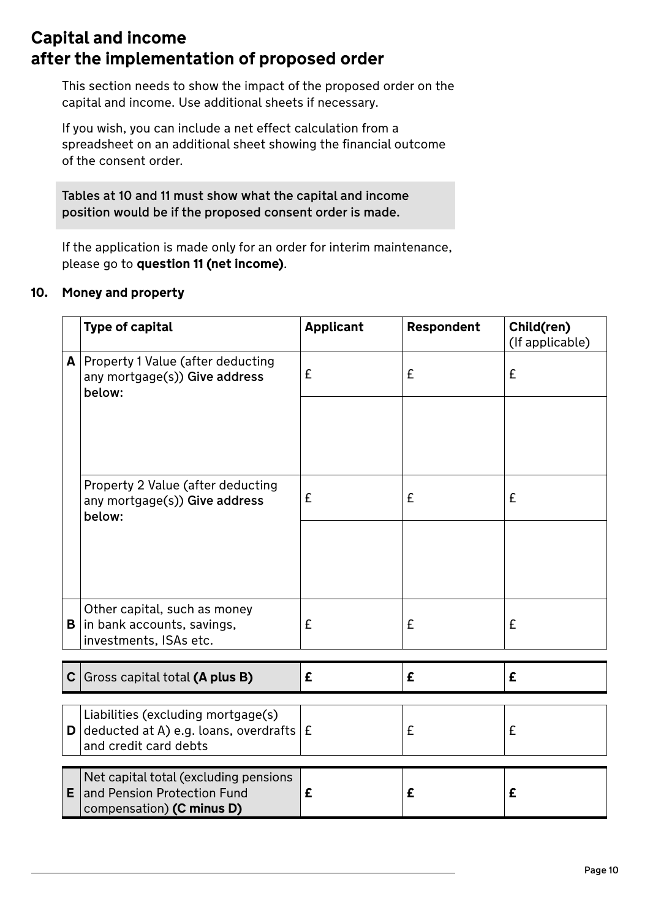# Capital and income after the implementation of proposed order

This section needs to show the impact of the proposed order on the capital and income. Use additional sheets if necessary.

If you wish, you can include a net effect calculation from a spreadsheet on an additional sheet showing the financial outcome of the consent order.

Tables at 10 and 11 must show what the capital and income position would be if the proposed consent order is made.

If the application is made only for an order for interim maintenance, please go to **question 11 (net income)**.

## 10. Money and property

| | Type of capital | Applicant | Respondent | Child(ren) (If applicable) |
|---|---|---|---|---|
| **A** | Property 1 Value (after deducting any mortgage(s)) Give address below: | £ | £ | £ |
| | | | | |
| | Property 2 Value (after deducting any mortgage(s)) Give address below: | £ | £ | £ |
| | | | | |
| **B** | Other capital, such as money in bank accounts, savings, investments, ISAs etc. | £ | £ | £ |
| **C** | Gross capital total **(A plus B)** | **£** | **£** | **£** |
| **D** | Liabilities (excluding mortgage(s) deducted at A) e.g. loans, overdrafts and credit card debts | £ | £ | £ |
| **E** | Net capital total (excluding pensions and Pension Protection Fund compensation) **(C minus D)** | **£** | **£** | **£** |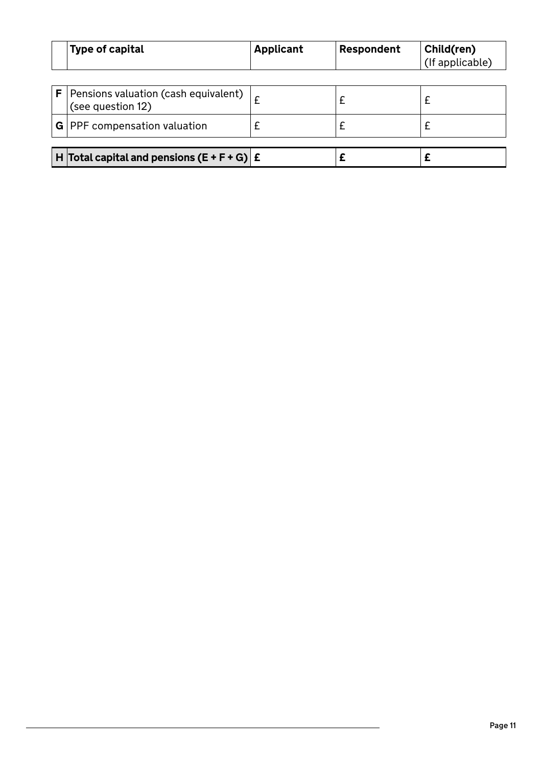| | Type of capital | Applicant | Respondent | Child(ren) (If applicable) |
|---|---|---|---|---|
| **F** | Pensions valuation (cash equivalent) (see question 12) | £ | £ | £ |
| **G** | PPF compensation valuation | £ | £ | £ |
| **H** | **Total capital and pensions (E + F + G)** | **£** | **£** | **£** |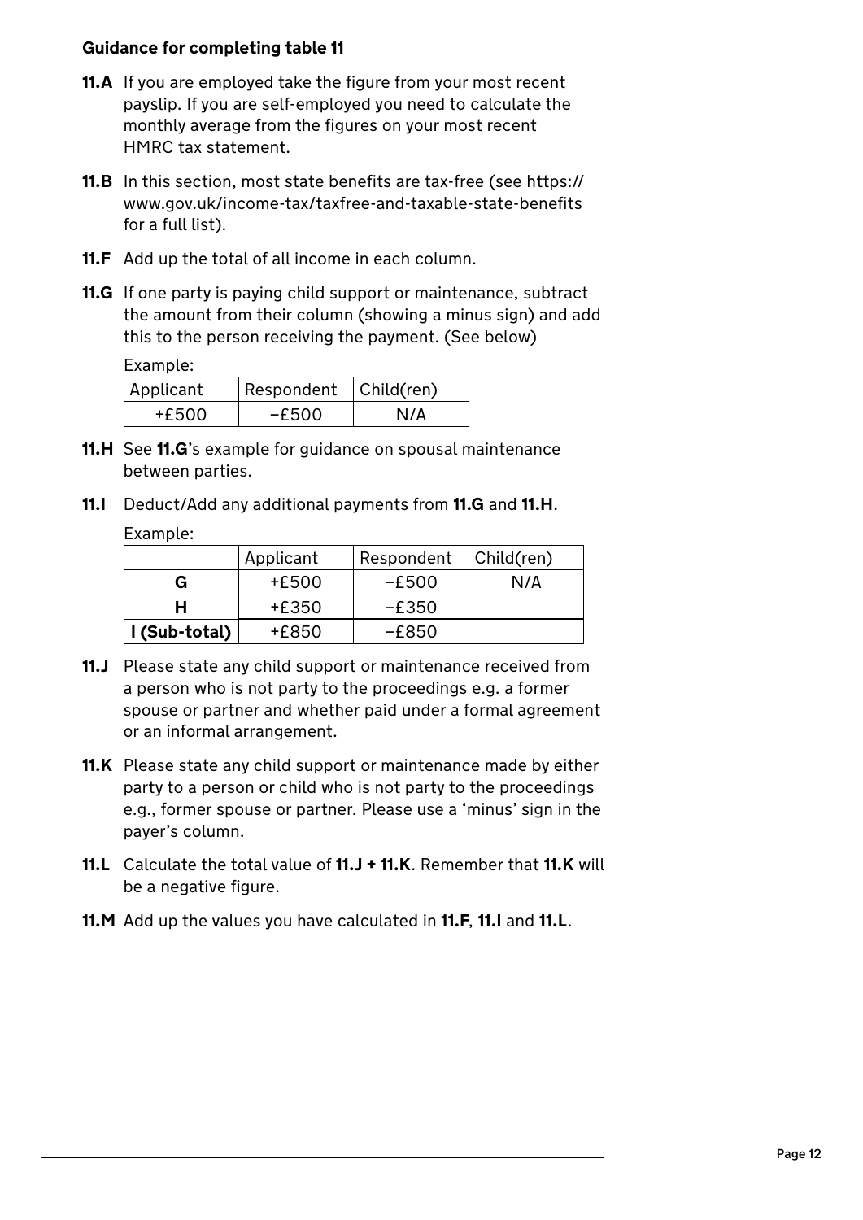**Guidance for completing table 11**

**11.A** If you are employed take the figure from your most recent payslip. If you are self-employed you need to calculate the monthly average from the figures on your most recent HMRC tax statement.

**11.B** In this section, most state benefits are tax-free (see https://www.gov.uk/income-tax/taxfree-and-taxable-state-benefits for a full list).

**11.F** Add up the total of all income in each column.

**11.G** If one party is paying child support or maintenance, subtract the amount from their column (showing a minus sign) and add this to the person receiving the payment. (See below)

Example:

| Applicant | Respondent | Child(ren) |
|---|---|---|
| +£500 | −£500 | N/A |

**11.H** See **11.G**'s example for guidance on spousal maintenance between parties.

**11.I** Deduct/Add any additional payments from **11.G** and **11.H**.

Example:

| | Applicant | Respondent | Child(ren) |
|---|---|---|---|
| **G** | +£500 | −£500 | N/A |
| **H** | +£350 | −£350 | |
| **I (Sub-total)** | +£850 | −£850 | |

**11.J** Please state any child support or maintenance received from a person who is not party to the proceedings e.g. a former spouse or partner and whether paid under a formal agreement or an informal arrangement.

**11.K** Please state any child support or maintenance made by either party to a person or child who is not party to the proceedings e.g., former spouse or partner. Please use a 'minus' sign in the payer's column.

**11.L** Calculate the total value of **11.J + 11.K**. Remember that **11.K** will be a negative figure.

**11.M** Add up the values you have calculated in **11.F**, **11.I** and **11.L**.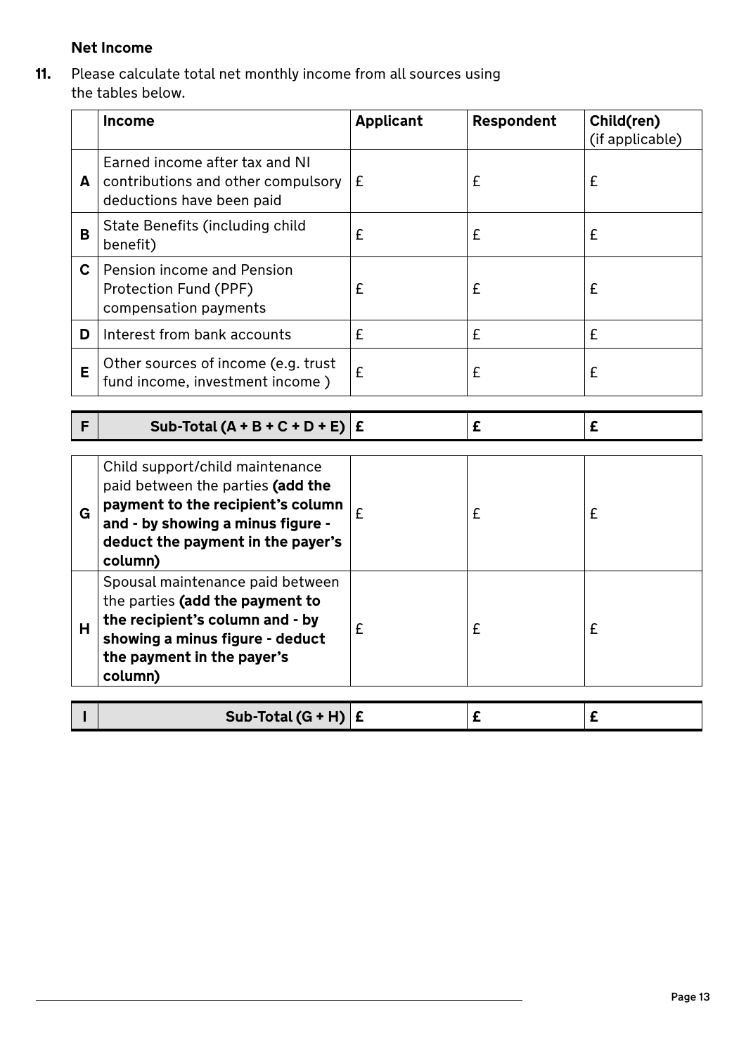**Net Income**

**11.** Please calculate total net monthly income from all sources using the tables below.

| | Income | Applicant | Respondent | Child(ren) (if applicable) |
|---|---|---|---|---|
| **A** | Earned income after tax and NI contributions and other compulsory deductions have been paid | £ | £ | £ |
| **B** | State Benefits (including child benefit) | £ | £ | £ |
| **C** | Pension income and Pension Protection Fund (PPF) compensation payments | £ | £ | £ |
| **D** | Interest from bank accounts | £ | £ | £ |
| **E** | Other sources of income (e.g. trust fund income, investment income ) | £ | £ | £ |
| **F** | **Sub-Total (A + B + C + D + E)** | **£** | **£** | **£** |
| **G** | Child support/child maintenance paid between the parties **(add the payment to the recipient's column and - by showing a minus figure - deduct the payment in the payer's column)** | £ | £ | £ |
| **H** | Spousal maintenance paid between the parties **(add the payment to the recipient's column and - by showing a minus figure - deduct the payment in the payer's column)** | £ | £ | £ |
| **I** | **Sub-Total (G + H)** | **£** | **£** | **£** |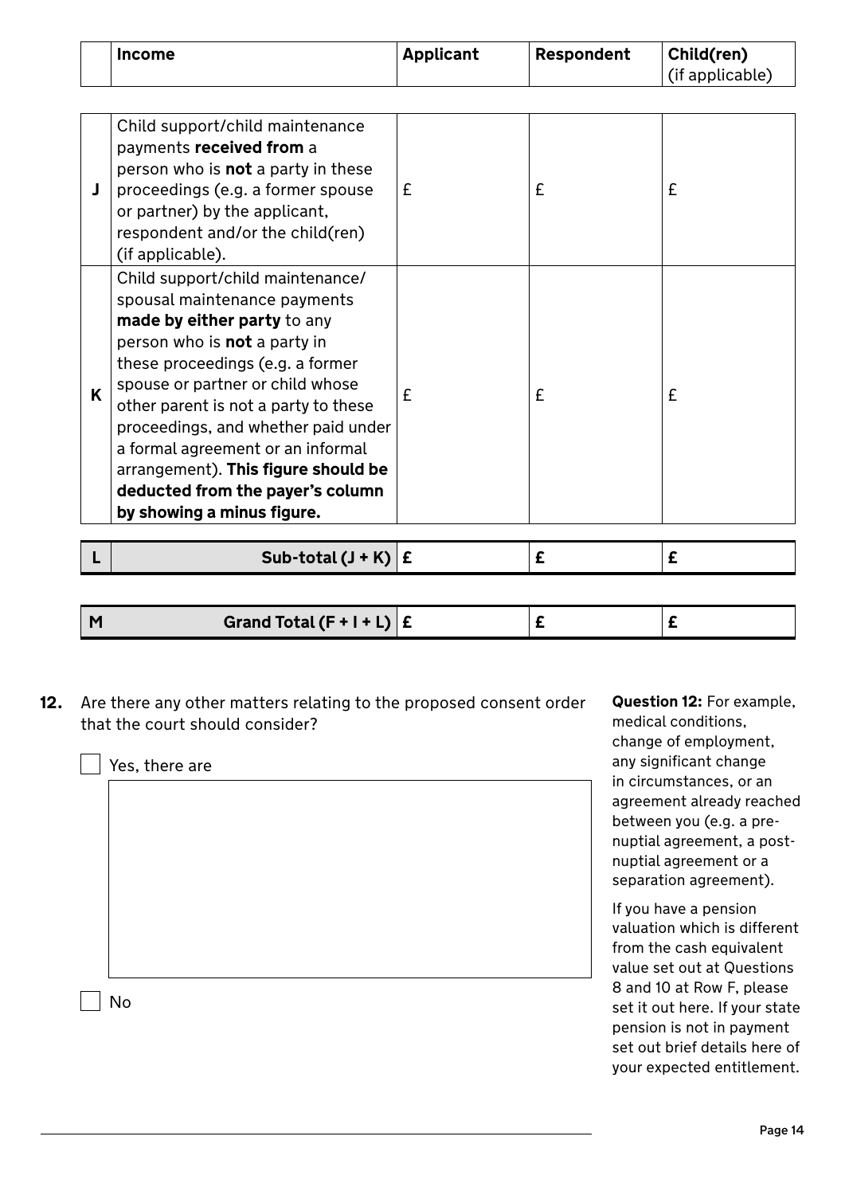| | Income | Applicant | Respondent | Child(ren) (if applicable) |
|---|---|---|---|---|
| J | Child support/child maintenance payments **received from** a person who is **not** a party in these proceedings (e.g. a former spouse or partner) by the applicant, respondent and/or the child(ren) (if applicable). | £ | £ | £ |
| K | Child support/child maintenance/ spousal maintenance payments **made by either party** to any person who is **not** a party in these proceedings (e.g. a former spouse or partner or child whose other parent is not a party to these proceedings, and whether paid under a formal agreement or an informal arrangement). **This figure should be deducted from the payer's column by showing a minus figure.** | £ | £ | £ |
| L | **Sub-total (J + K)** | **£** | **£** | **£** |
| M | **Grand Total (F + I + L)** | **£** | **£** | **£** |

**12.** Are there any other matters relating to the proposed consent order that the court should consider?

☐ Yes, there are

☐ No

**Question 12:** For example, medical conditions, change of employment, any significant change in circumstances, or an agreement already reached between you (e.g. a pre-nuptial agreement, a post-nuptial agreement or a separation agreement).

If you have a pension valuation which is different from the cash equivalent value set out at Questions 8 and 10 at Row F, please set it out here. If your state pension is not in payment set out brief details here of your expected entitlement.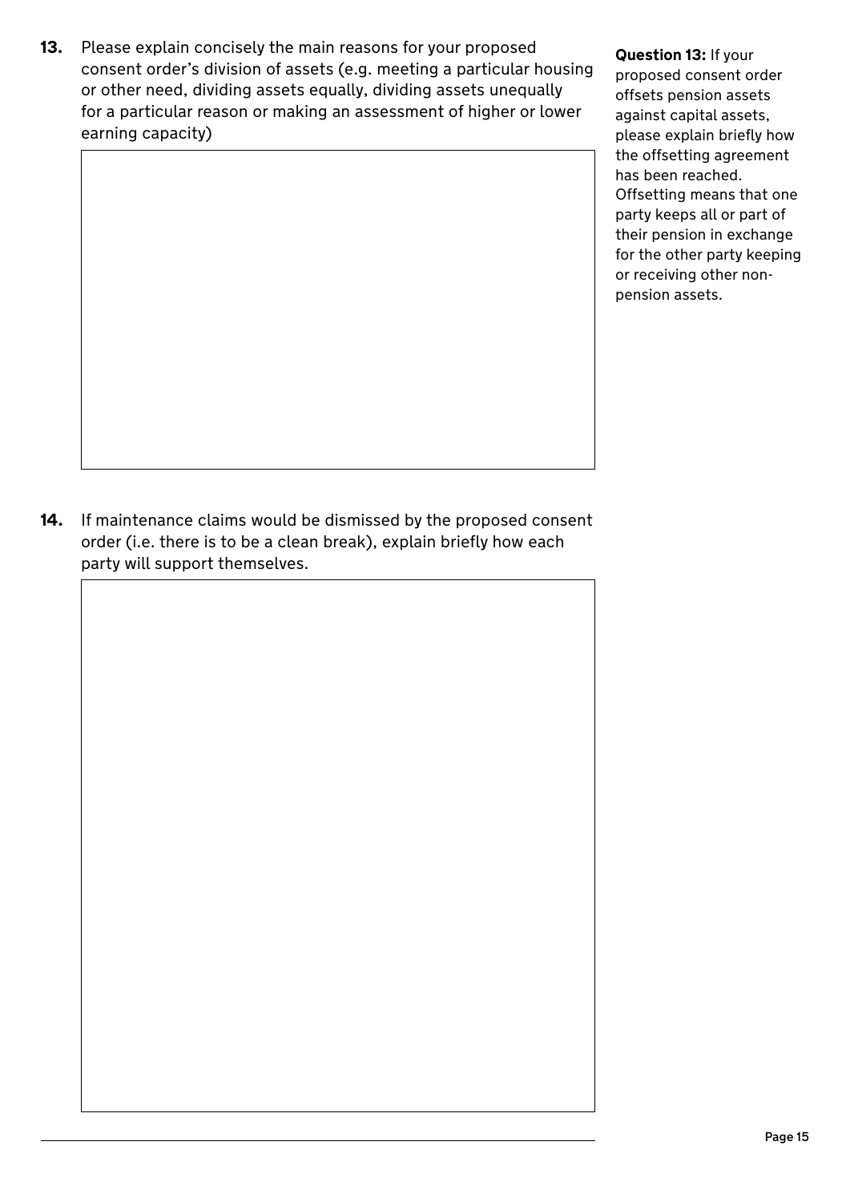**13.** Please explain concisely the main reasons for your proposed consent order's division of assets (e.g. meeting a particular housing or other need, dividing assets equally, dividing assets unequally for a particular reason or making an assessment of higher or lower earning capacity)

**Question 13:** If your proposed consent order offsets pension assets against capital assets, please explain briefly how the offsetting agreement has been reached. Offsetting means that one party keeps all or part of their pension in exchange for the other party keeping or receiving other non-pension assets.

**14.** If maintenance claims would be dismissed by the proposed consent order (i.e. there is to be a clean break), explain briefly how each party will support themselves.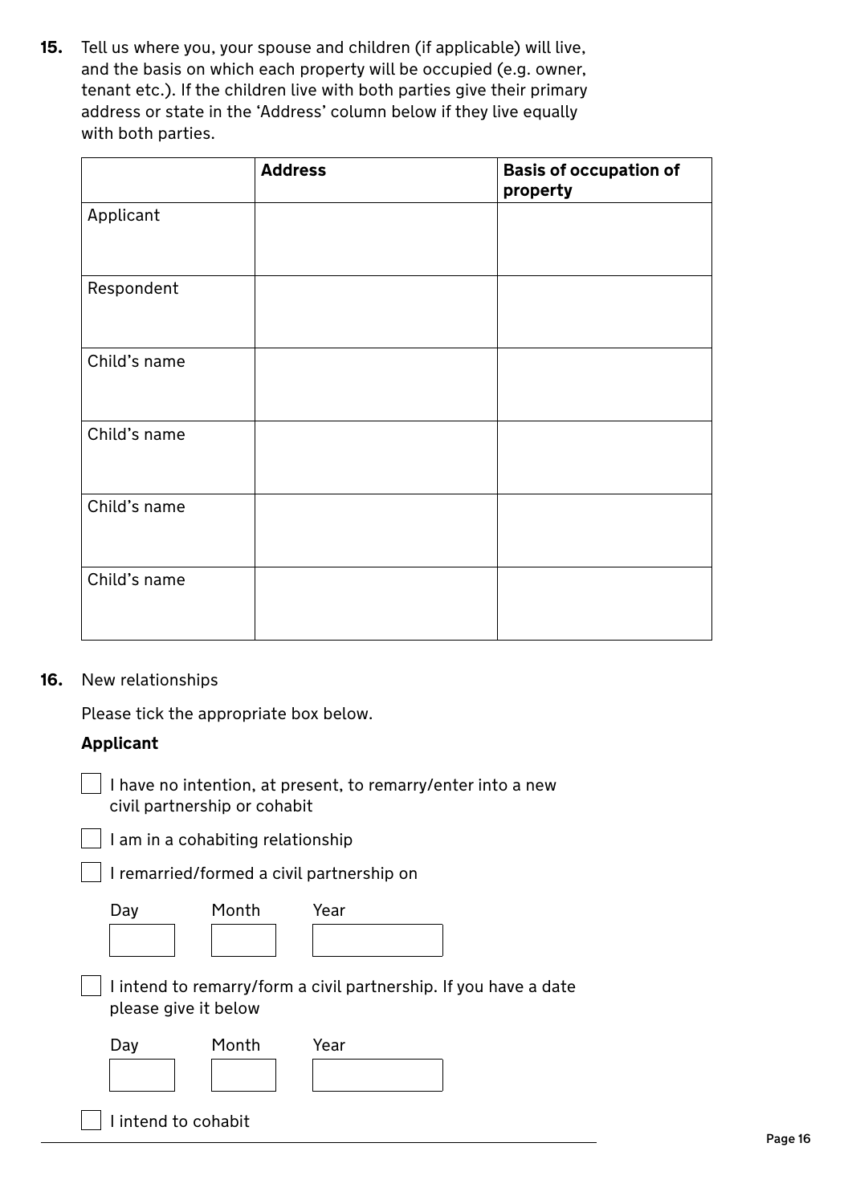**15.** Tell us where you, your spouse and children (if applicable) will live, and the basis on which each property will be occupied (e.g. owner, tenant etc.). If the children live with both parties give their primary address or state in the 'Address' column below if they live equally with both parties.

| | **Address** | **Basis of occupation of property** |
|---|---|---|
| Applicant | | |
| Respondent | | |
| Child's name | | |
| Child's name | | |
| Child's name | | |
| Child's name | | |

**16.** New relationships

Please tick the appropriate box below.

**Applicant**

☐ I have no intention, at present, to remarry/enter into a new civil partnership or cohabit

☐ I am in a cohabiting relationship

☐ I remarried/formed a civil partnership on

Day ____ Month ____ Year ________

☐ I intend to remarry/form a civil partnership. If you have a date please give it below

Day ____ Month ____ Year ________

☐ I intend to cohabit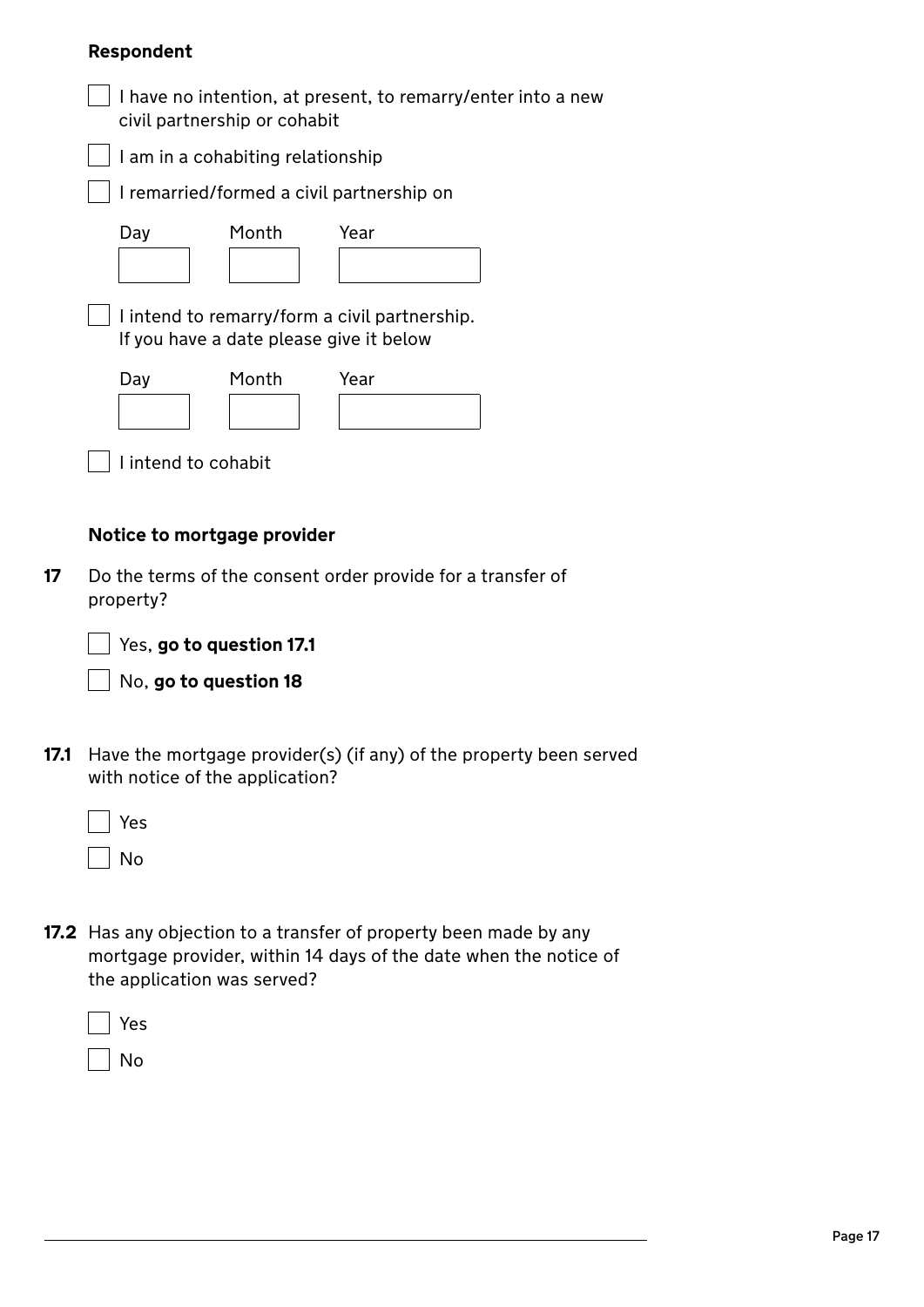**Respondent**

- [ ] I have no intention, at present, to remarry/enter into a new civil partnership or cohabit
- [ ] I am in a cohabiting relationship
- [ ] I remarried/formed a civil partnership on

| Day | Month | Year |
|---|---|---|
| | | |

- [ ] I intend to remarry/form a civil partnership. If you have a date please give it below

| Day | Month | Year |
|---|---|---|
| | | |

- [ ] I intend to cohabit

**Notice to mortgage provider**

**17** Do the terms of the consent order provide for a transfer of property?

- [ ] Yes, **go to question 17.1**
- [ ] No, **go to question 18**

**17.1** Have the mortgage provider(s) (if any) of the property been served with notice of the application?

- [ ] Yes
- [ ] No

**17.2** Has any objection to a transfer of property been made by any mortgage provider, within 14 days of the date when the notice of the application was served?

- [ ] Yes
- [ ] No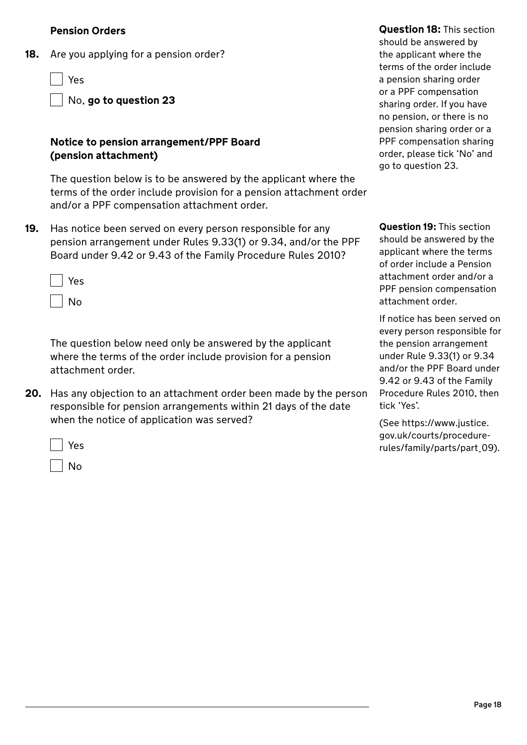## Pension Orders

**18.** Are you applying for a pension order?

- [ ] Yes
- [ ] No, **go to question 23**

**Question 18:** This section should be answered by the applicant where the terms of the order include a pension sharing order or a PPF compensation sharing order. If you have no pension, or there is no pension sharing order or a PPF compensation sharing order, please tick 'No' and go to question 23.

### Notice to pension arrangement/PPF Board (pension attachment)

The question below is to be answered by the applicant where the terms of the order include provision for a pension attachment order and/or a PPF compensation attachment order.

**19.** Has notice been served on every person responsible for any pension arrangement under Rules 9.33(1) or 9.34, and/or the PPF Board under 9.42 or 9.43 of the Family Procedure Rules 2010?

- [ ] Yes
- [ ] No

**Question 19:** This section should be answered by the applicant where the terms of order include a Pension attachment order and/or a PPF pension compensation attachment order.

If notice has been served on every person responsible for the pension arrangement under Rule 9.33(1) or 9.34 and/or the PPF Board under 9.42 or 9.43 of the Family Procedure Rules 2010, then tick 'Yes'.

(See https://www.justice.gov.uk/courts/procedure-rules/family/parts/part_09).

The question below need only be answered by the applicant where the terms of the order include provision for a pension attachment order.

**20.** Has any objection to an attachment order been made by the person responsible for pension arrangements within 21 days of the date when the notice of application was served?

- [ ] Yes
- [ ] No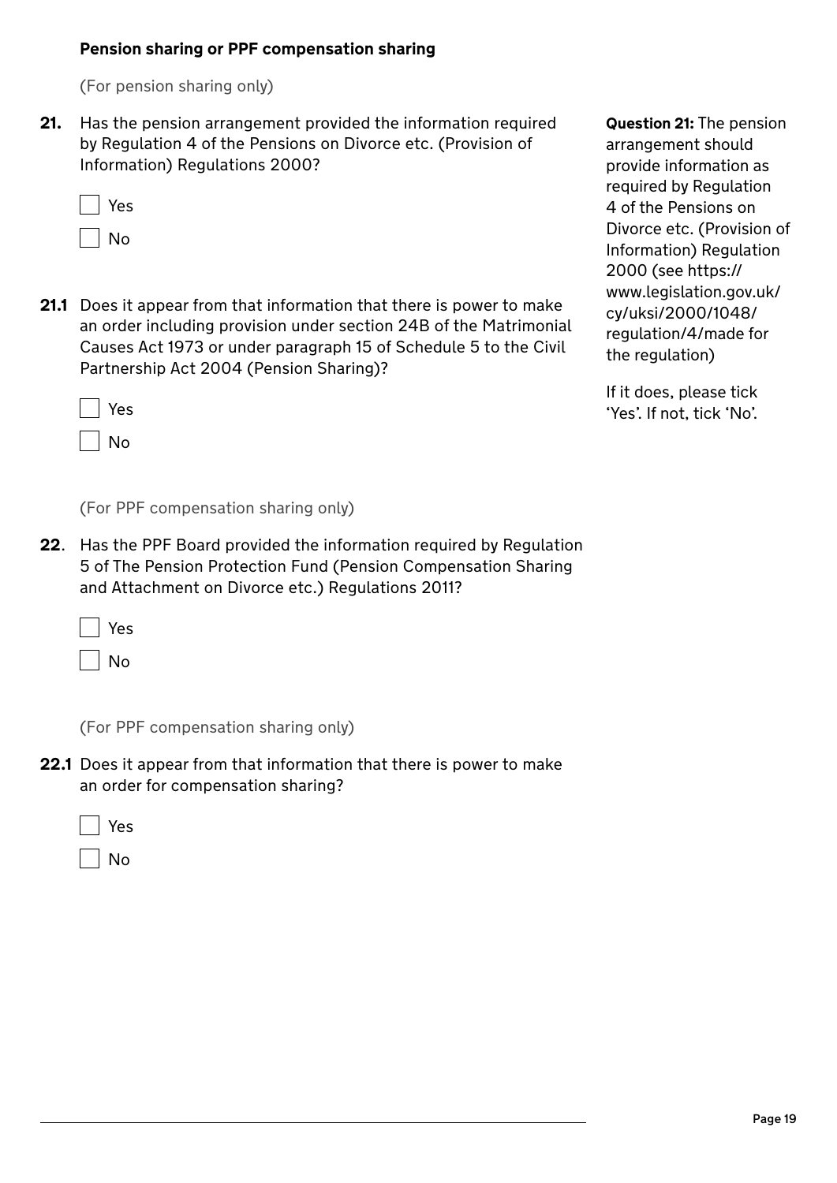### Pension sharing or PPF compensation sharing

(For pension sharing only)

**21.** Has the pension arrangement provided the information required by Regulation 4 of the Pensions on Divorce etc. (Provision of Information) Regulations 2000?

☐ Yes

☐ No

**21.1** Does it appear from that information that there is power to make an order including provision under section 24B of the Matrimonial Causes Act 1973 or under paragraph 15 of Schedule 5 to the Civil Partnership Act 2004 (Pension Sharing)?

☐ Yes

☐ No

**Question 21:** The pension arrangement should provide information as required by Regulation 4 of the Pensions on Divorce etc. (Provision of Information) Regulation 2000 (see https://www.legislation.gov.uk/cy/uksi/2000/1048/regulation/4/made for the regulation)

If it does, please tick 'Yes'. If not, tick 'No'.

(For PPF compensation sharing only)

**22**. Has the PPF Board provided the information required by Regulation 5 of The Pension Protection Fund (Pension Compensation Sharing and Attachment on Divorce etc.) Regulations 2011?

☐ Yes

☐ No

(For PPF compensation sharing only)

**22.1** Does it appear from that information that there is power to make an order for compensation sharing?

☐ Yes

☐ No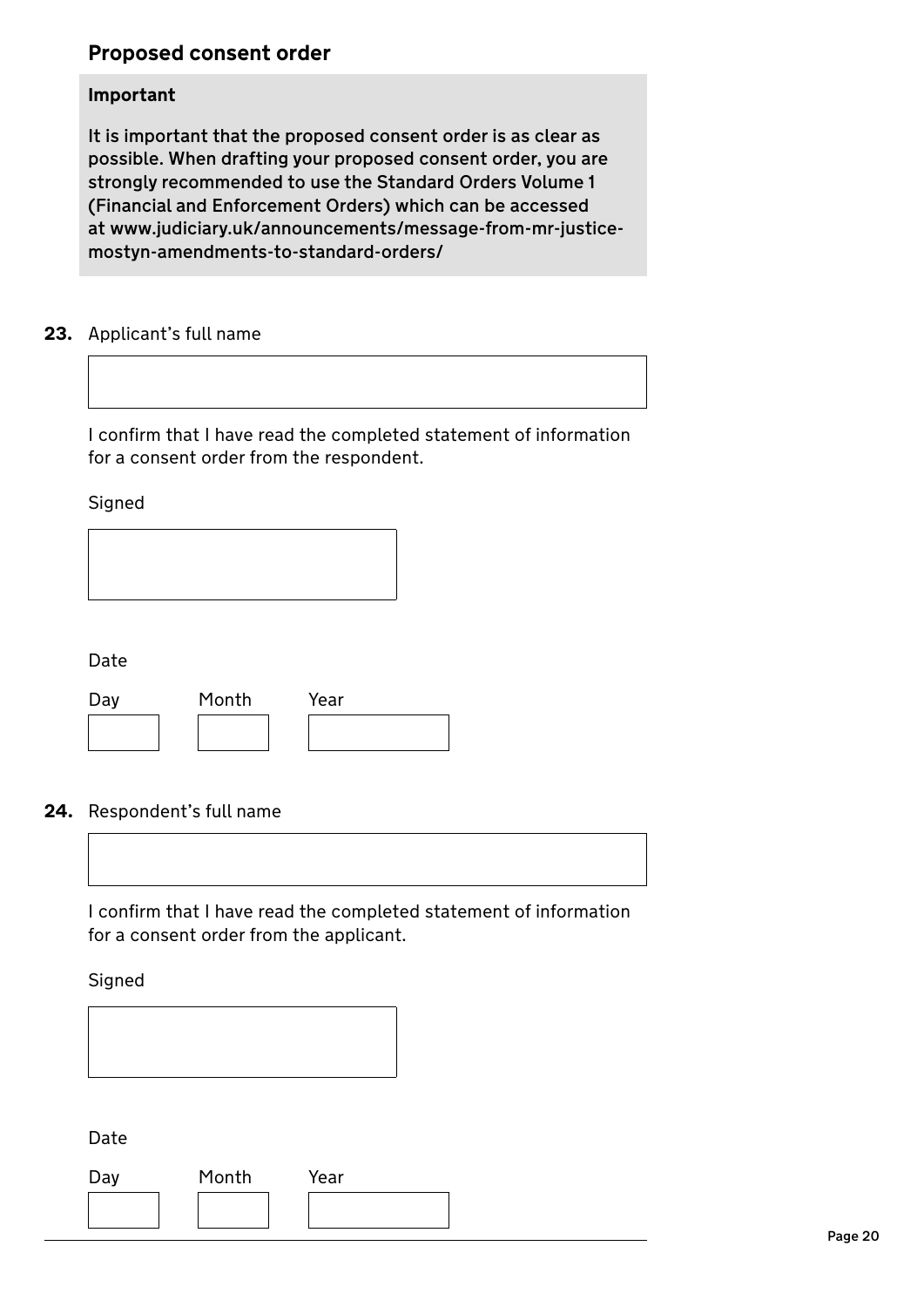## Proposed consent order

**Important**

**It is important that the proposed consent order is as clear as possible. When drafting your proposed consent order, you are strongly recommended to use the Standard Orders Volume 1 (Financial and Enforcement Orders) which can be accessed at www.judiciary.uk/announcements/message-from-mr-justice-mostyn-amendments-to-standard-orders/**

**23.** Applicant's full name

I confirm that I have read the completed statement of information for a consent order from the respondent.

Signed

Date

Day Month Year

**24.** Respondent's full name

I confirm that I have read the completed statement of information for a consent order from the applicant.

Signed

Date

Day Month Year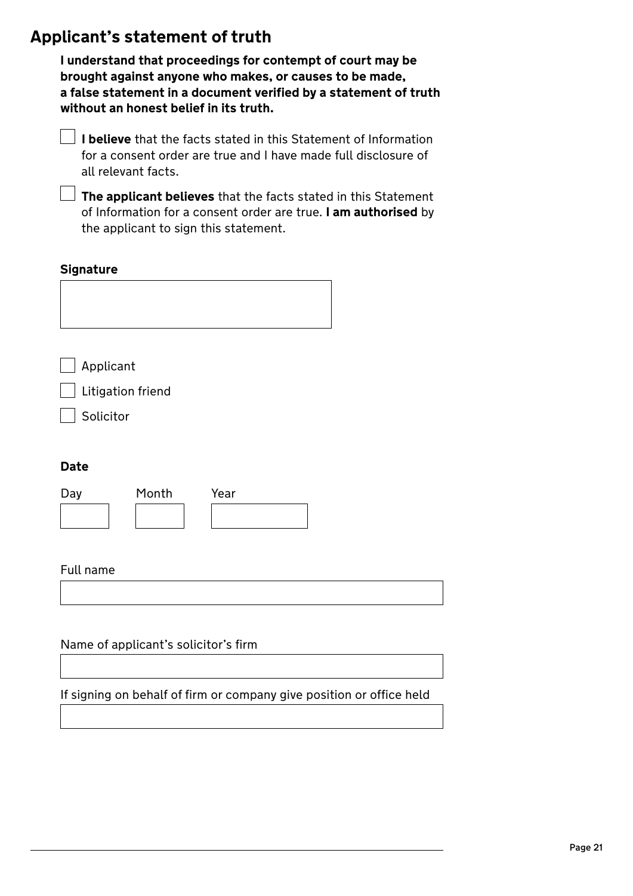## Applicant's statement of truth

**I understand that proceedings for contempt of court may be brought against anyone who makes, or causes to be made, a false statement in a document verified by a statement of truth without an honest belief in its truth.**

- [ ] **I believe** that the facts stated in this Statement of Information for a consent order are true and I have made full disclosure of all relevant facts.
- [ ] **The applicant believes** that the facts stated in this Statement of Information for a consent order are true. **I am authorised** by the applicant to sign this statement.

**Signature**

- [ ] Applicant
- [ ] Litigation friend
- [ ] Solicitor

**Date**

Day Month Year

Full name

Name of applicant's solicitor's firm

If signing on behalf of firm or company give position or office held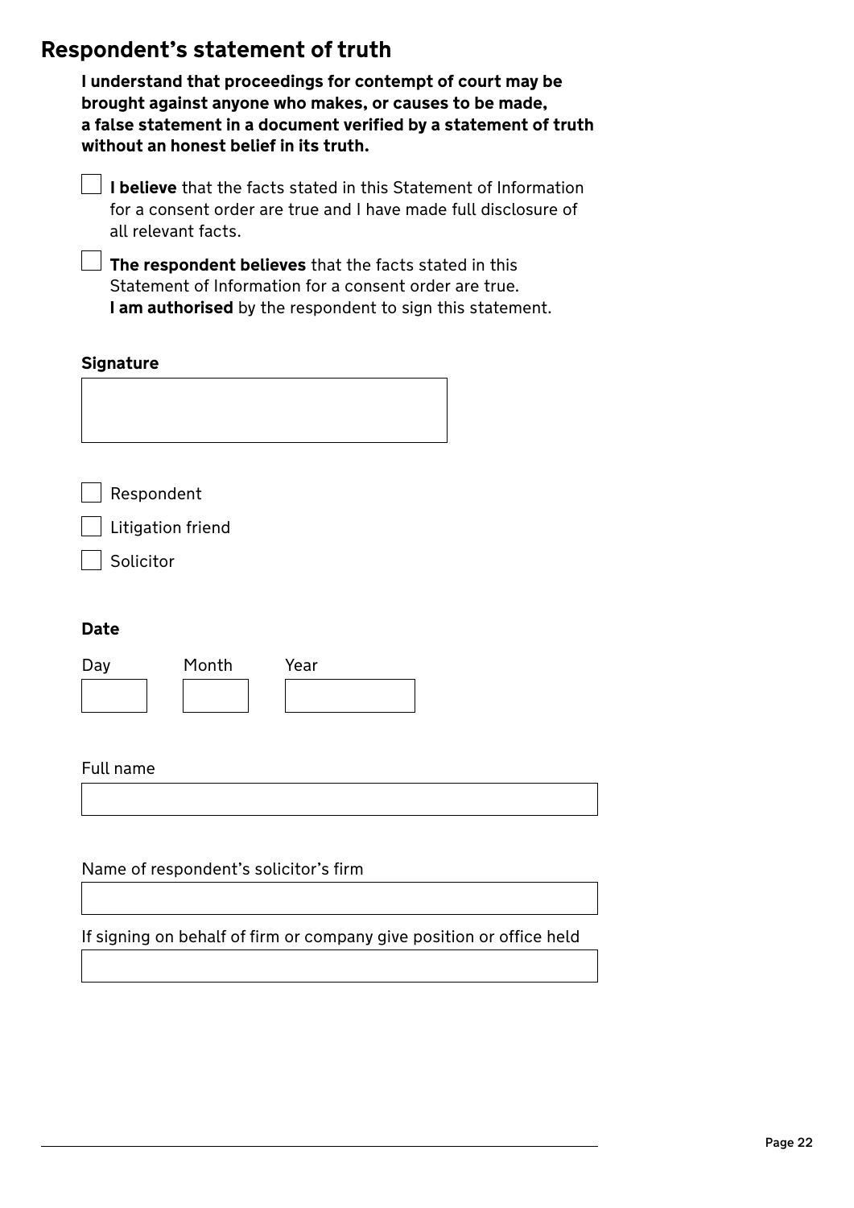## Respondent's statement of truth

**I understand that proceedings for contempt of court may be brought against anyone who makes, or causes to be made, a false statement in a document verified by a statement of truth without an honest belief in its truth.**

☐ **I believe** that the facts stated in this Statement of Information for a consent order are true and I have made full disclosure of all relevant facts.

☐ **The respondent believes** that the facts stated in this Statement of Information for a consent order are true. **I am authorised** by the respondent to sign this statement.

**Signature**

☐ Respondent

☐ Litigation friend

☐ Solicitor

**Date**

Day Month Year

Full name

Name of respondent's solicitor's firm

If signing on behalf of firm or company give position or office held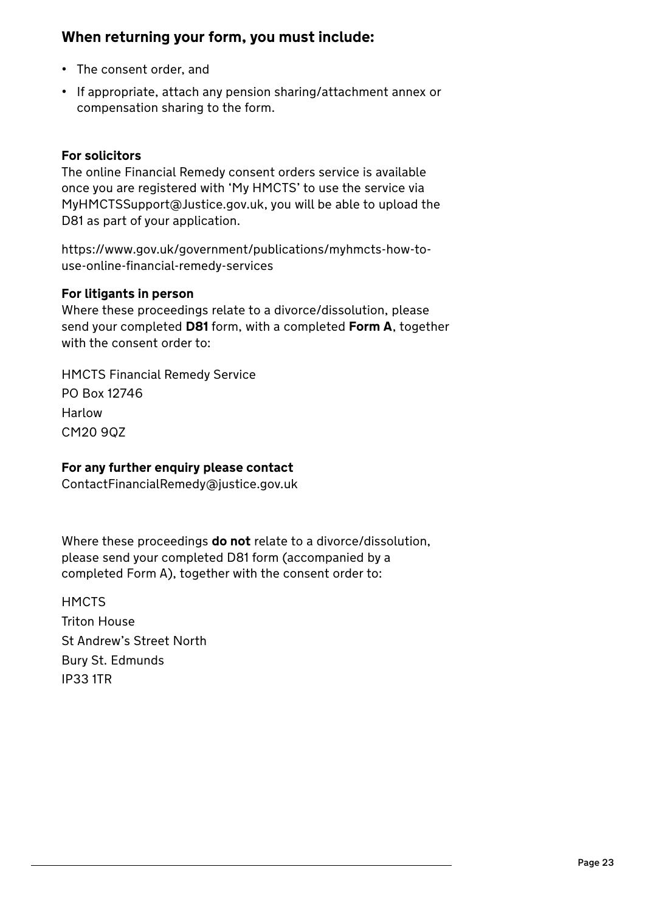## When returning your form, you must include:

- The consent order, and
- If appropriate, attach any pension sharing/attachment annex or compensation sharing to the form.

**For solicitors**
The online Financial Remedy consent orders service is available once you are registered with 'My HMCTS' to use the service via MyHMCTSSupport@Justice.gov.uk, you will be able to upload the D81 as part of your application.

https://www.gov.uk/government/publications/myhmcts-how-to-use-online-financial-remedy-services

**For litigants in person**
Where these proceedings relate to a divorce/dissolution, please send your completed **D81** form, with a completed **Form A**, together with the consent order to:

HMCTS Financial Remedy Service
PO Box 12746
Harlow
CM20 9QZ

**For any further enquiry please contact**
ContactFinancialRemedy@justice.gov.uk

Where these proceedings **do not** relate to a divorce/dissolution, please send your completed D81 form (accompanied by a completed Form A), together with the consent order to:

HMCTS
Triton House
St Andrew's Street North
Bury St. Edmunds
IP33 1TR